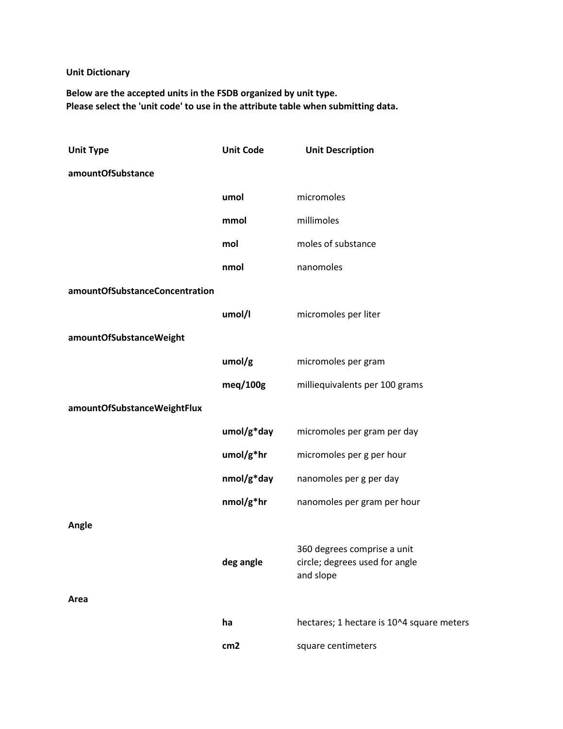**Unit Dictionary**

**Below are the accepted units in the FSDB organized by unit type.**
**Please select the 'unit code' to use in the attribute table when submitting data.**

| Unit Type | Unit Code | Unit Description |
|---|---|---|
| **amountOfSubstance** | | |
| | **umol** | micromoles |
| | **mmol** | millimoles |
| | **mol** | moles of substance |
| | **nmol** | nanomoles |
| **amountOfSubstanceConcentration** | | |
| | **umol/l** | micromoles per liter |
| **amountOfSubstanceWeight** | | |
| | **umol/g** | micromoles per gram |
| | **meq/100g** | milliequivalents per 100 grams |
| **amountOfSubstanceWeightFlux** | | |
| | **umol/g*day** | micromoles per gram per day |
| | **umol/g*hr** | micromoles per g per hour |
| | **nmol/g*day** | nanomoles per g per day |
| | **nmol/g*hr** | nanomoles per gram per hour |
| **Angle** | | |
| | **deg angle** | 360 degrees comprise a unit circle; degrees used for angle and slope |
| **Area** | | |
| | **ha** | hectares; 1 hectare is 10^4 square meters |
| | **cm2** | square centimeters |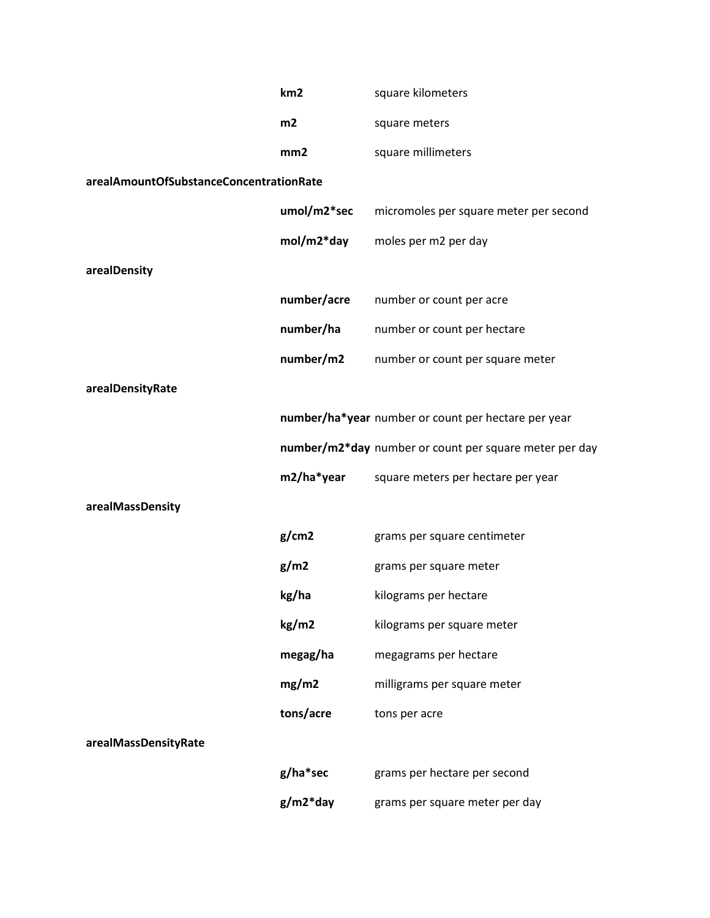| | | |
|---|---|---|
| | **km2** | square kilometers |
| | **m2** | square meters |
| | **mm2** | square millimeters |
| **arealAmountOfSubstanceConcentrationRate** | | |
| | **umol/m2*sec** | micromoles per square meter per second |
| | **mol/m2*day** | moles per m2 per day |
| **arealDensity** | | |
| | **number/acre** | number or count per acre |
| | **number/ha** | number or count per hectare |
| | **number/m2** | number or count per square meter |
| **arealDensityRate** | | |
| | **number/ha*year** | number or count per hectare per year |
| | **number/m2*day** | number or count per square meter per day |
| | **m2/ha*year** | square meters per hectare per year |
| **arealMassDensity** | | |
| | **g/cm2** | grams per square centimeter |
| | **g/m2** | grams per square meter |
| | **kg/ha** | kilograms per hectare |
| | **kg/m2** | kilograms per square meter |
| | **megag/ha** | megagrams per hectare |
| | **mg/m2** | milligrams per square meter |
| | **tons/acre** | tons per acre |
| **arealMassDensityRate** | | |
| | **g/ha*sec** | grams per hectare per second |
| | **g/m2*day** | grams per square meter per day |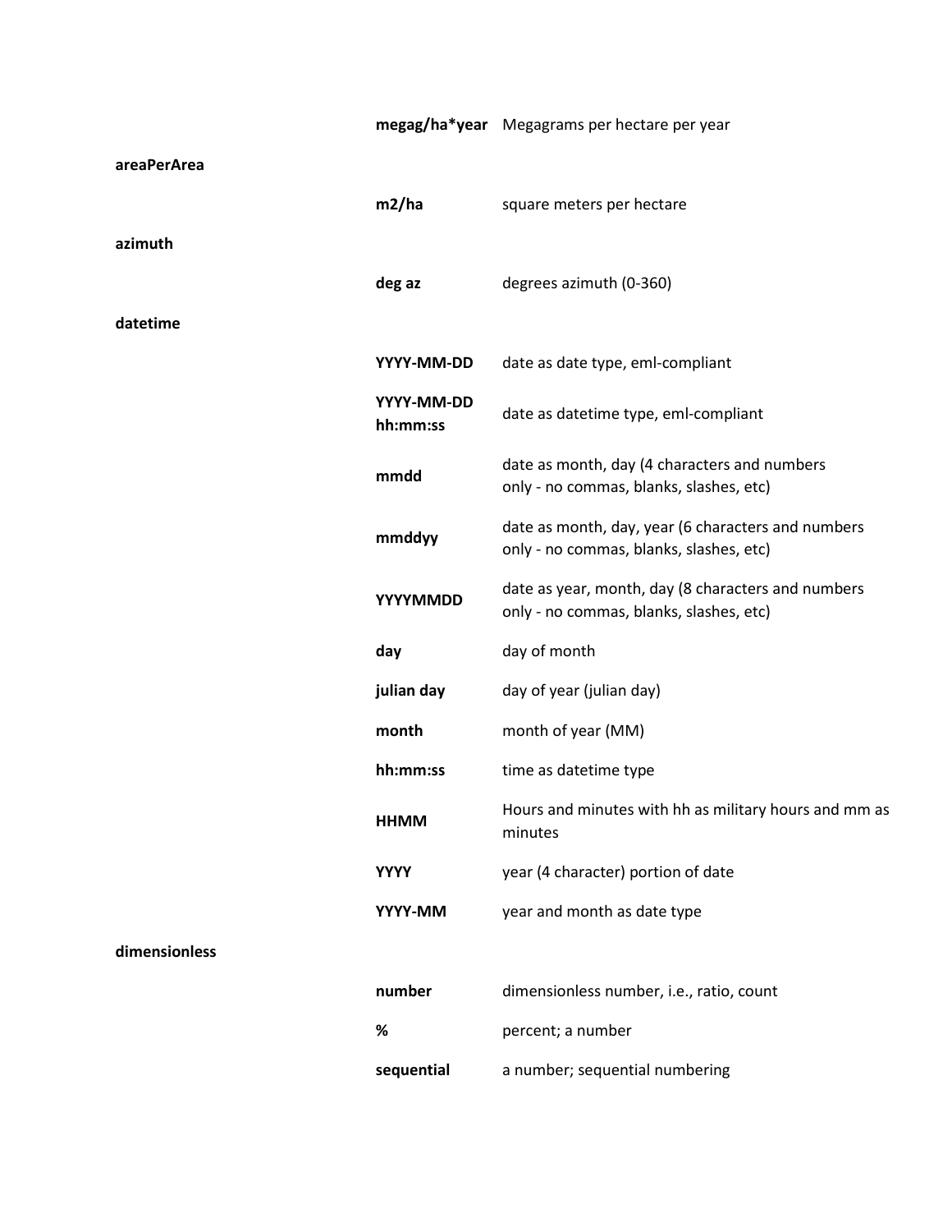| | | |
|---|---|---|
| | **megag/ha*year** | Megagrams per hectare per year |
| **areaPerArea** | | |
| | **m2/ha** | square meters per hectare |
| **azimuth** | | |
| | **deg az** | degrees azimuth (0-360) |
| **datetime** | | |
| | **YYYY-MM-DD** | date as date type, eml-compliant |
| | **YYYY-MM-DD hh:mm:ss** | date as datetime type, eml-compliant |
| | **mmdd** | date as month, day (4 characters and numbers only - no commas, blanks, slashes, etc) |
| | **mmddyy** | date as month, day, year (6 characters and numbers only - no commas, blanks, slashes, etc) |
| | **YYYYMMDD** | date as year, month, day (8 characters and numbers only - no commas, blanks, slashes, etc) |
| | **day** | day of month |
| | **julian day** | day of year (julian day) |
| | **month** | month of year (MM) |
| | **hh:mm:ss** | time as datetime type |
| | **HHMM** | Hours and minutes with hh as military hours and mm as minutes |
| | **YYYY** | year (4 character) portion of date |
| | **YYYY-MM** | year and month as date type |
| **dimensionless** | | |
| | **number** | dimensionless number, i.e., ratio, count |
| | **%** | percent; a number |
| | **sequential** | a number; sequential numbering |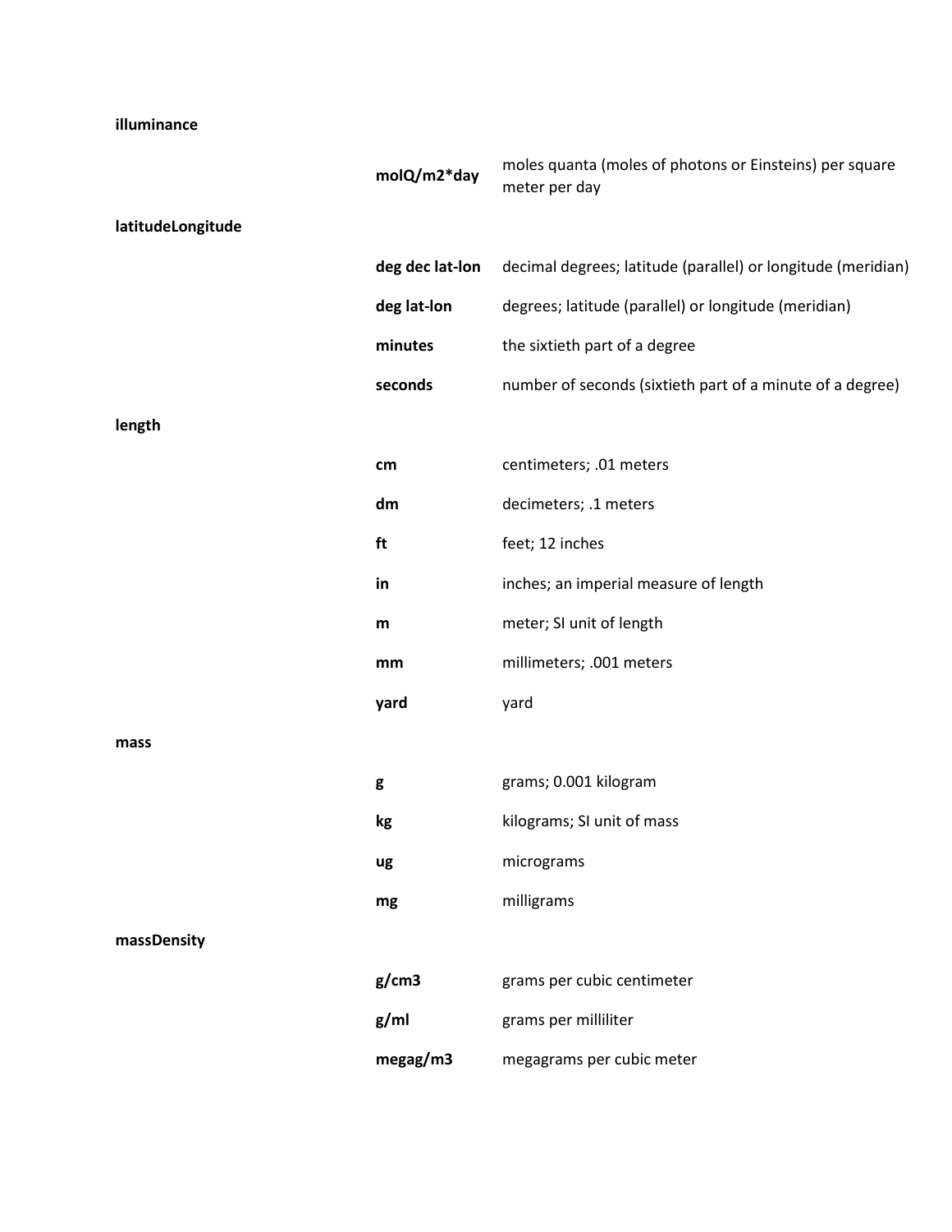| | | |
|---|---|---|
| **illuminance** | | |
| | **molQ/m2*day** | moles quanta (moles of photons or Einsteins) per square meter per day |
| **latitudeLongitude** | | |
| | **deg dec lat-lon** | decimal degrees; latitude (parallel) or longitude (meridian) |
| | **deg lat-lon** | degrees; latitude (parallel) or longitude (meridian) |
| | **minutes** | the sixtieth part of a degree |
| | **seconds** | number of seconds (sixtieth part of a minute of a degree) |
| **length** | | |
| | **cm** | centimeters; .01 meters |
| | **dm** | decimeters; .1 meters |
| | **ft** | feet; 12 inches |
| | **in** | inches; an imperial measure of length |
| | **m** | meter; SI unit of length |
| | **mm** | millimeters; .001 meters |
| | **yard** | yard |
| **mass** | | |
| | **g** | grams; 0.001 kilogram |
| | **kg** | kilograms; SI unit of mass |
| | **ug** | micrograms |
| | **mg** | milligrams |
| **massDensity** | | |
| | **g/cm3** | grams per cubic centimeter |
| | **g/ml** | grams per milliliter |
| | **megag/m3** | megagrams per cubic meter |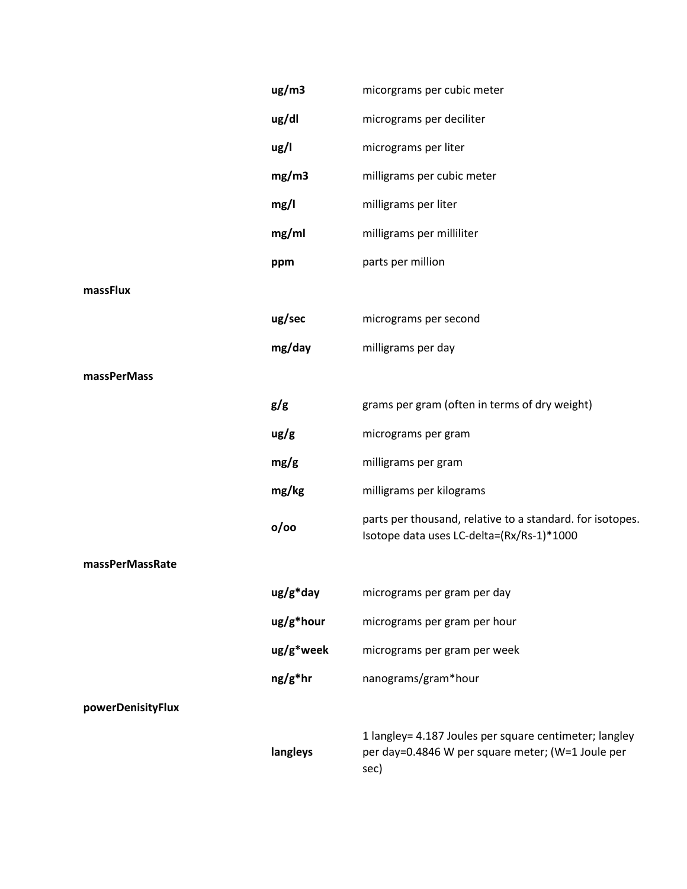| Category | Unit | Description |
| --- | --- | --- |
| | **ug/m3** | micorgrams per cubic meter |
| | **ug/dl** | micrograms per deciliter |
| | **ug/l** | micrograms per liter |
| | **mg/m3** | milligrams per cubic meter |
| | **mg/l** | milligrams per liter |
| | **mg/ml** | milligrams per milliliter |
| | **ppm** | parts per million |
| **massFlux** | | |
| | **ug/sec** | micrograms per second |
| | **mg/day** | milligrams per day |
| **massPerMass** | | |
| | **g/g** | grams per gram (often in terms of dry weight) |
| | **ug/g** | micrograms per gram |
| | **mg/g** | milligrams per gram |
| | **mg/kg** | milligrams per kilograms |
| | **o/oo** | parts per thousand, relative to a standard. for isotopes. Isotope data uses LC-delta=(Rx/Rs-1)*1000 |
| **massPerMassRate** | | |
| | **ug/g*day** | micrograms per gram per day |
| | **ug/g*hour** | micrograms per gram per hour |
| | **ug/g*week** | micrograms per gram per week |
| | **ng/g*hr** | nanograms/gram*hour |
| **powerDenisityFlux** | | |
| | **langleys** | 1 langley= 4.187 Joules per square centimeter; langley per day=0.4846 W per square meter; (W=1 Joule per sec) |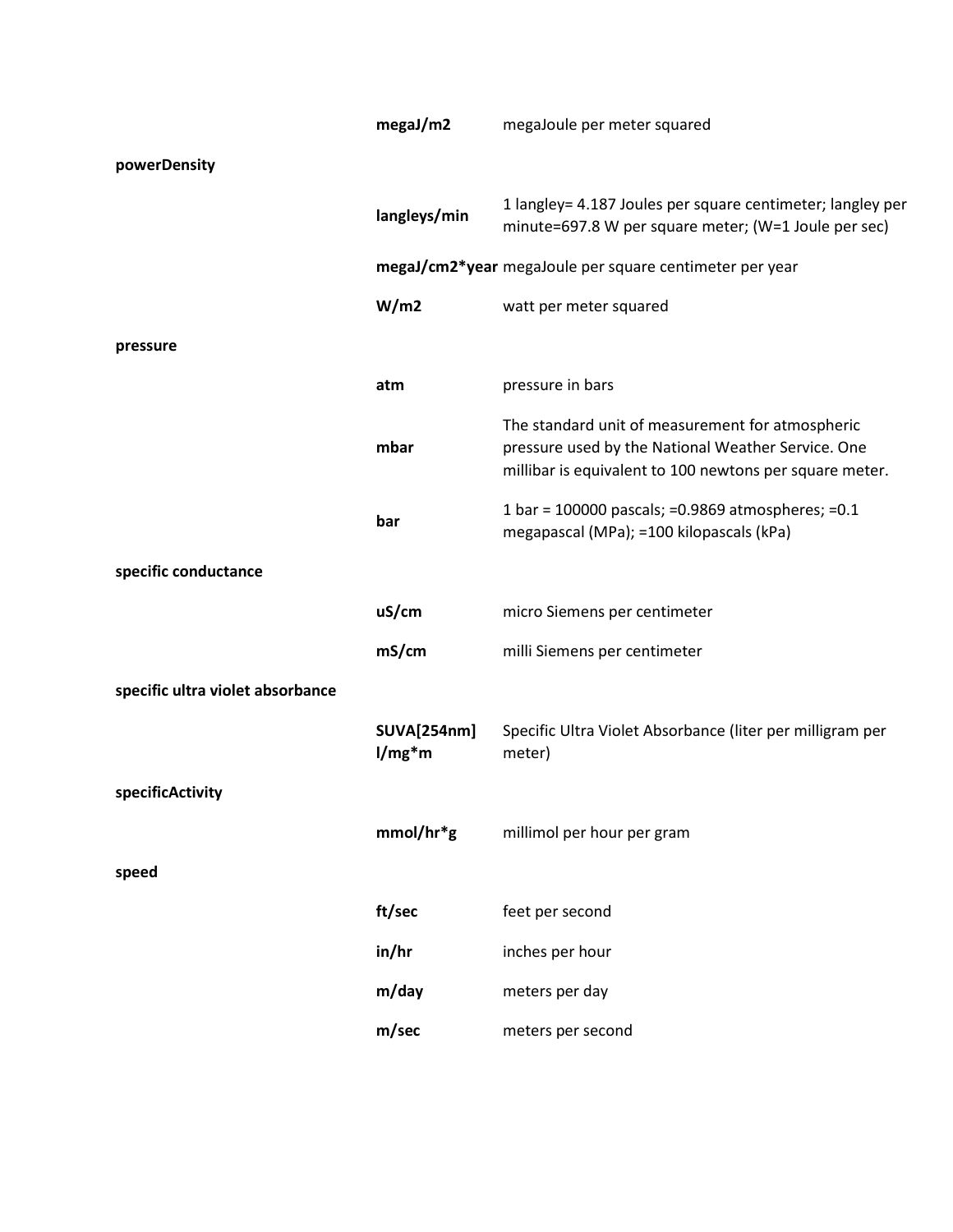| | | |
|---|---|---|
| | **megaJ/m2** | megaJoule per meter squared |
| **powerDensity** | | |
| | **langleys/min** | 1 langley= 4.187 Joules per square centimeter; langley per minute=697.8 W per square meter; (W=1 Joule per sec) |
| | **megaJ/cm2*year** | megaJoule per square centimeter per year |
| | **W/m2** | watt per meter squared |
| **pressure** | | |
| | **atm** | pressure in bars |
| | **mbar** | The standard unit of measurement for atmospheric pressure used by the National Weather Service. One millibar is equivalent to 100 newtons per square meter. |
| | **bar** | 1 bar = 100000 pascals; =0.9869 atmospheres; =0.1 megapascal (MPa); =100 kilopascals (kPa) |
| **specific conductance** | | |
| | **uS/cm** | micro Siemens per centimeter |
| | **mS/cm** | milli Siemens per centimeter |
| **specific ultra violet absorbance** | | |
| | **SUVA[254nm] l/mg*m** | Specific Ultra Violet Absorbance (liter per milligram per meter) |
| **specificActivity** | | |
| | **mmol/hr*g** | millimol per hour per gram |
| **speed** | | |
| | **ft/sec** | feet per second |
| | **in/hr** | inches per hour |
| | **m/day** | meters per day |
| | **m/sec** | meters per second |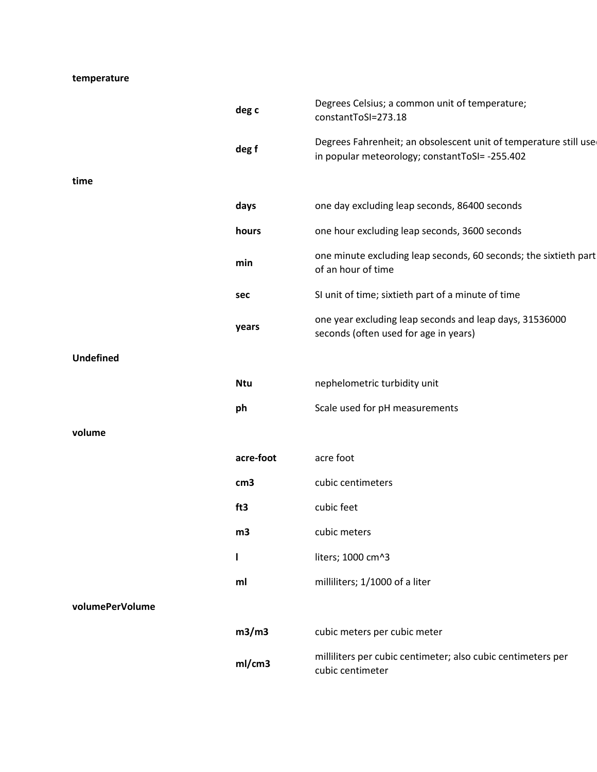| | | |
|---|---|---|
| **temperature** | | |
| | **deg c** | Degrees Celsius; a common unit of temperature; constantToSI=273.18 |
| | **deg f** | Degrees Fahrenheit; an obsolescent unit of temperature still used in popular meteorology; constantToSI= -255.402 |
| **time** | | |
| | **days** | one day excluding leap seconds, 86400 seconds |
| | **hours** | one hour excluding leap seconds, 3600 seconds |
| | **min** | one minute excluding leap seconds, 60 seconds; the sixtieth part of an hour of time |
| | **sec** | SI unit of time; sixtieth part of a minute of time |
| | **years** | one year excluding leap seconds and leap days, 31536000 seconds (often used for age in years) |
| **Undefined** | | |
| | **Ntu** | nephelometric turbidity unit |
| | **ph** | Scale used for pH measurements |
| **volume** | | |
| | **acre-foot** | acre foot |
| | **cm3** | cubic centimeters |
| | **ft3** | cubic feet |
| | **m3** | cubic meters |
| | **l** | liters; 1000 cm^3 |
| | **ml** | milliliters; 1/1000 of a liter |
| **volumePerVolume** | | |
| | **m3/m3** | cubic meters per cubic meter |
| | **ml/cm3** | milliliters per cubic centimeter; also cubic centimeters per cubic centimeter |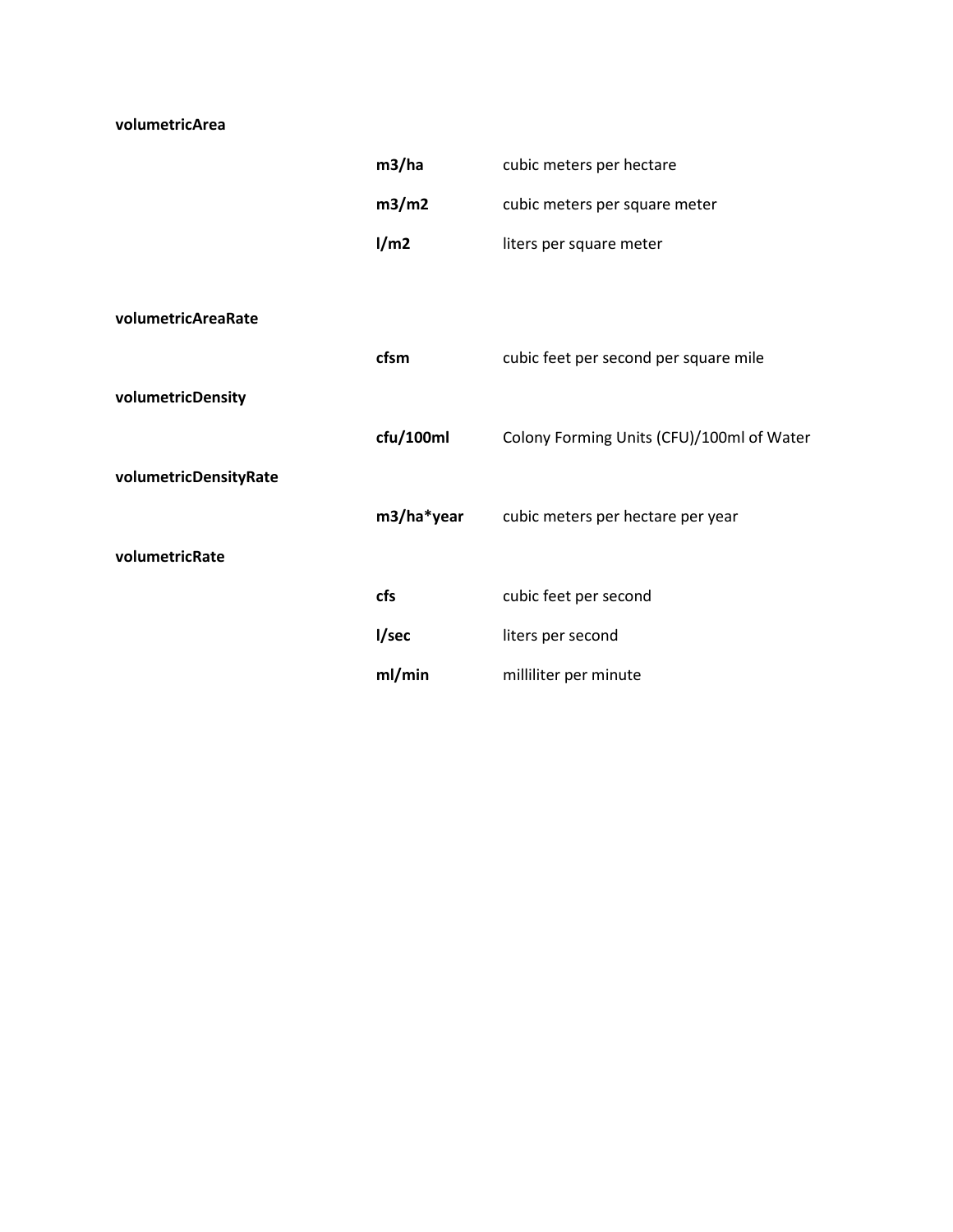**volumetricArea**

| | | |
|---|---|---|
| | **m3/ha** | cubic meters per hectare |
| | **m3/m2** | cubic meters per square meter |
| | **l/m2** | liters per square meter |

**volumetricAreaRate**

| | | |
|---|---|---|
| | **cfsm** | cubic feet per second per square mile |

**volumetricDensity**

| | | |
|---|---|---|
| | **cfu/100ml** | Colony Forming Units (CFU)/100ml of Water |

**volumetricDensityRate**

| | | |
|---|---|---|
| | **m3/ha*year** | cubic meters per hectare per year |

**volumetricRate**

| | | |
|---|---|---|
| | **cfs** | cubic feet per second |
| | **l/sec** | liters per second |
| | **ml/min** | milliliter per minute |